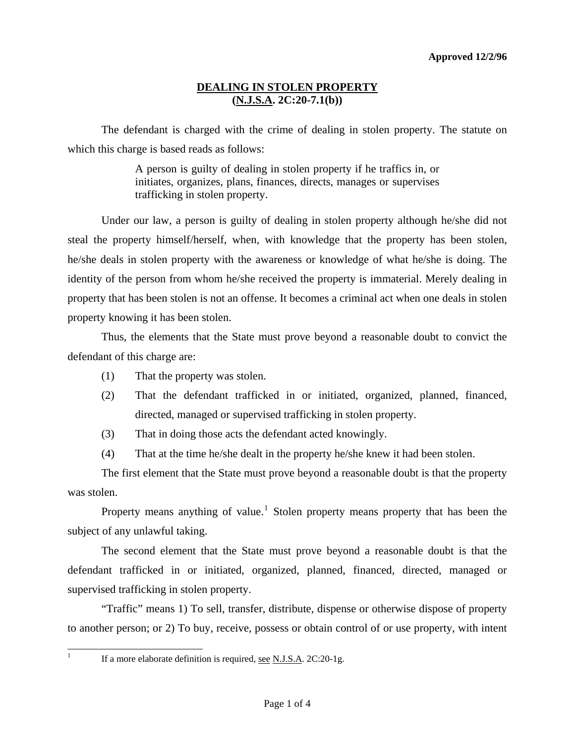**Approved 12/2/96**

# DEALING IN STOLEN PROPERTY
## (N.J.S.A. 2C:20-7.1(b))

The defendant is charged with the crime of dealing in stolen property. The statute on which this charge is based reads as follows:

> A person is guilty of dealing in stolen property if he traffics in, or initiates, organizes, plans, finances, directs, manages or supervises trafficking in stolen property.

Under our law, a person is guilty of dealing in stolen property although he/she did not steal the property himself/herself, when, with knowledge that the property has been stolen, he/she deals in stolen property with the awareness or knowledge of what he/she is doing. The identity of the person from whom he/she received the property is immaterial. Merely dealing in property that has been stolen is not an offense. It becomes a criminal act when one deals in stolen property knowing it has been stolen.

Thus, the elements that the State must prove beyond a reasonable doubt to convict the defendant of this charge are:

(1) That the property was stolen.

(2) That the defendant trafficked in or initiated, organized, planned, financed, directed, managed or supervised trafficking in stolen property.

(3) That in doing those acts the defendant acted knowingly.

(4) That at the time he/she dealt in the property he/she knew it had been stolen.

The first element that the State must prove beyond a reasonable doubt is that the property was stolen.

Property means anything of value.[1] Stolen property means property that has been the subject of any unlawful taking.

The second element that the State must prove beyond a reasonable doubt is that the defendant trafficked in or initiated, organized, planned, financed, directed, managed or supervised trafficking in stolen property.

"Traffic" means 1) To sell, transfer, distribute, dispense or otherwise dispose of property to another person; or 2) To buy, receive, possess or obtain control of or use property, with intent

---

[1] If a more elaborate definition is required, see N.J.S.A. 2C:20-1g.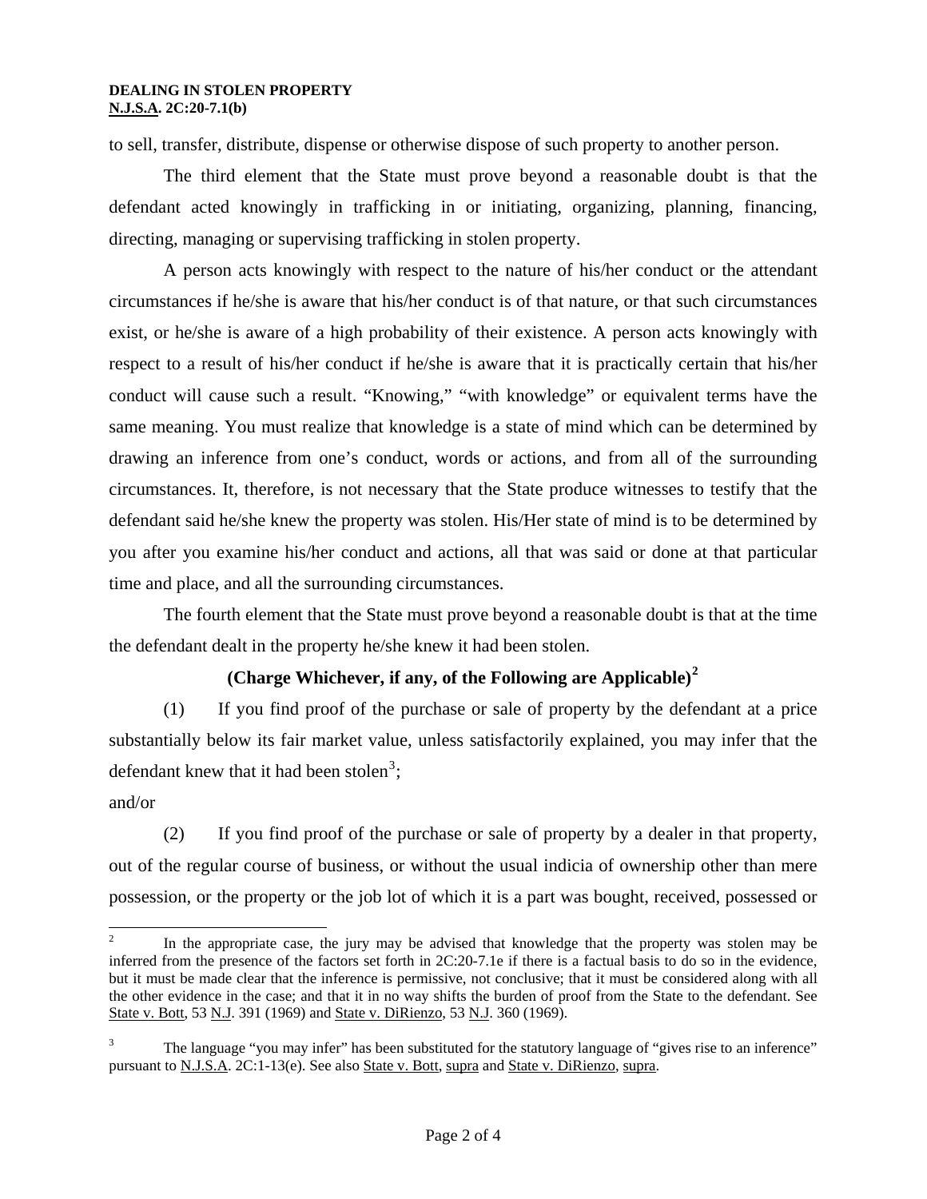to sell, transfer, distribute, dispense or otherwise dispose of such property to another person.

The third element that the State must prove beyond a reasonable doubt is that the defendant acted knowingly in trafficking in or initiating, organizing, planning, financing, directing, managing or supervising trafficking in stolen property.

A person acts knowingly with respect to the nature of his/her conduct or the attendant circumstances if he/she is aware that his/her conduct is of that nature, or that such circumstances exist, or he/she is aware of a high probability of their existence. A person acts knowingly with respect to a result of his/her conduct if he/she is aware that it is practically certain that his/her conduct will cause such a result. "Knowing," "with knowledge" or equivalent terms have the same meaning. You must realize that knowledge is a state of mind which can be determined by drawing an inference from one's conduct, words or actions, and from all of the surrounding circumstances. It, therefore, is not necessary that the State produce witnesses to testify that the defendant said he/she knew the property was stolen. His/Her state of mind is to be determined by you after you examine his/her conduct and actions, all that was said or done at that particular time and place, and all the surrounding circumstances.

The fourth element that the State must prove beyond a reasonable doubt is that at the time the defendant dealt in the property he/she knew it had been stolen.

**(Charge Whichever, if any, of the Following are Applicable)[2]**

(1) If you find proof of the purchase or sale of property by the defendant at a price substantially below its fair market value, unless satisfactorily explained, you may infer that the defendant knew that it had been stolen[3];

and/or

(2) If you find proof of the purchase or sale of property by a dealer in that property, out of the regular course of business, or without the usual indicia of ownership other than mere possession, or the property or the job lot of which it is a part was bought, received, possessed or

---

[2] In the appropriate case, the jury may be advised that knowledge that the property was stolen may be inferred from the presence of the factors set forth in 2C:20-7.1e if there is a factual basis to do so in the evidence, but it must be made clear that the inference is permissive, not conclusive; that it must be considered along with all the other evidence in the case; and that it in no way shifts the burden of proof from the State to the defendant. See State v. Bott, 53 N.J. 391 (1969) and State v. DiRienzo, 53 N.J. 360 (1969).

[3] The language "you may infer" has been substituted for the statutory language of "gives rise to an inference" pursuant to N.J.S.A. 2C:1-13(e). See also State v. Bott, supra and State v. DiRienzo, supra.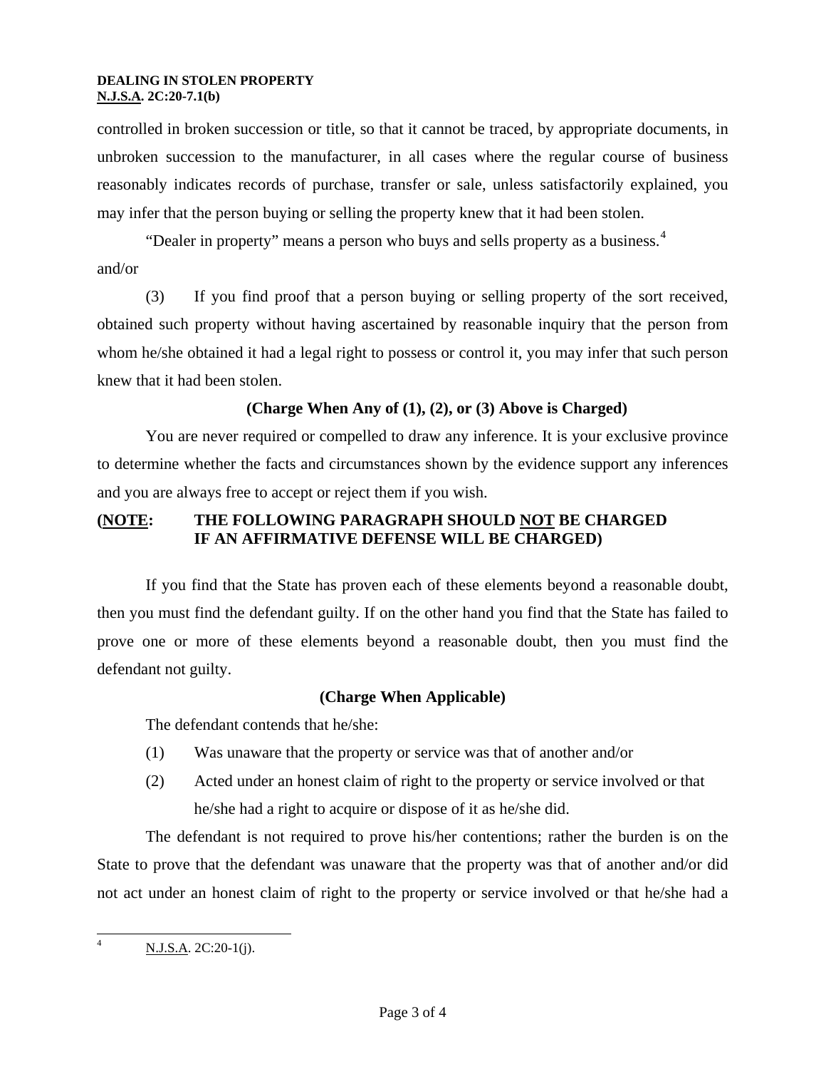controlled in broken succession or title, so that it cannot be traced, by appropriate documents, in unbroken succession to the manufacturer, in all cases where the regular course of business reasonably indicates records of purchase, transfer or sale, unless satisfactorily explained, you may infer that the person buying or selling the property knew that it had been stolen.

"Dealer in property" means a person who buys and sells property as a business.[4]

and/or

(3) If you find proof that a person buying or selling property of the sort received, obtained such property without having ascertained by reasonable inquiry that the person from whom he/she obtained it had a legal right to possess or control it, you may infer that such person knew that it had been stolen.

**(Charge When Any of (1), (2), or (3) Above is Charged)**

You are never required or compelled to draw any inference. It is your exclusive province to determine whether the facts and circumstances shown by the evidence support any inferences and you are always free to accept or reject them if you wish.

**(NOTE: THE FOLLOWING PARAGRAPH SHOULD NOT BE CHARGED IF AN AFFIRMATIVE DEFENSE WILL BE CHARGED)**

If you find that the State has proven each of these elements beyond a reasonable doubt, then you must find the defendant guilty. If on the other hand you find that the State has failed to prove one or more of these elements beyond a reasonable doubt, then you must find the defendant not guilty.

**(Charge When Applicable)**

The defendant contends that he/she:

(1) Was unaware that the property or service was that of another and/or

(2) Acted under an honest claim of right to the property or service involved or that he/she had a right to acquire or dispose of it as he/she did.

The defendant is not required to prove his/her contentions; rather the burden is on the State to prove that the defendant was unaware that the property was that of another and/or did not act under an honest claim of right to the property or service involved or that he/she had a

---

[4] N.J.S.A. 2C:20-1(j).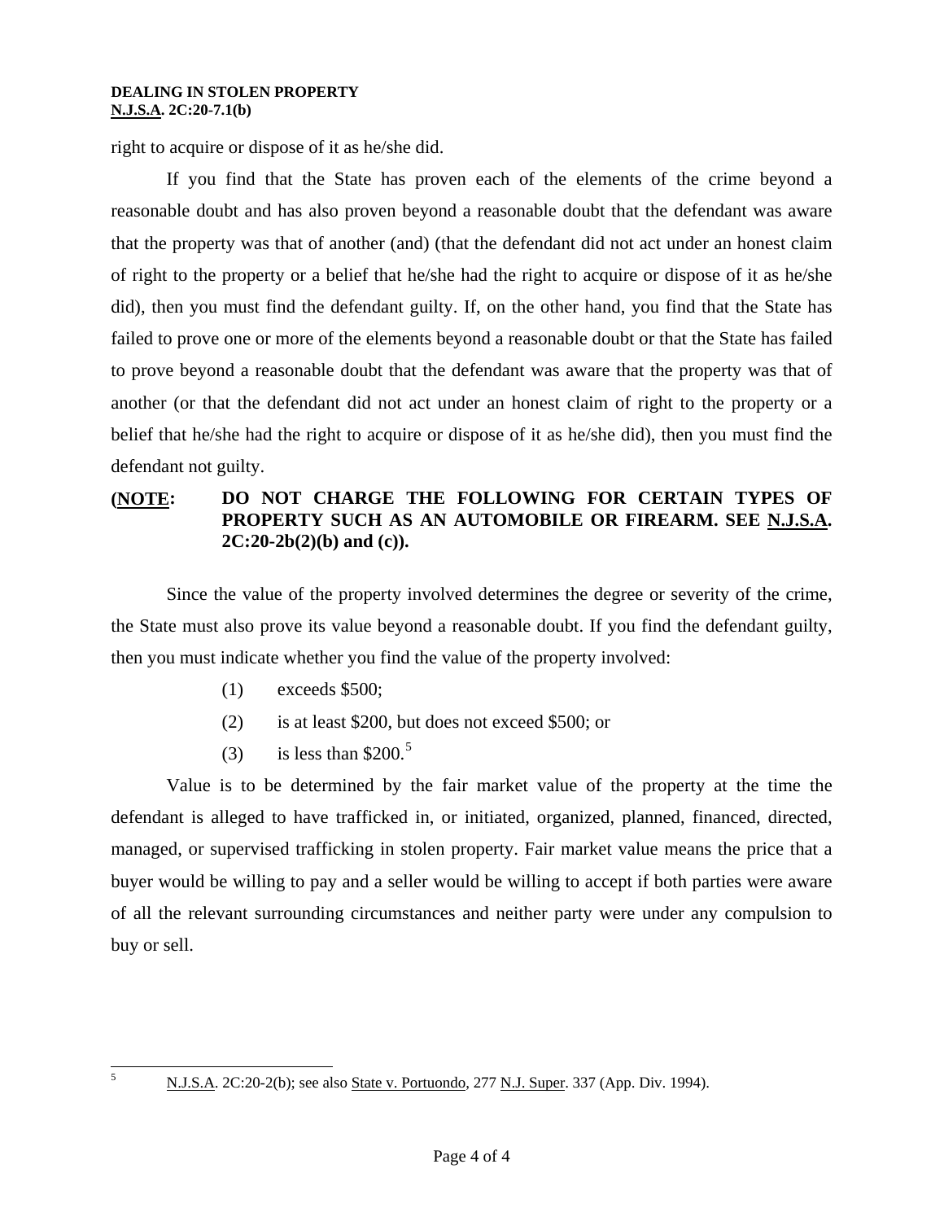right to acquire or dispose of it as he/she did.

If you find that the State has proven each of the elements of the crime beyond a reasonable doubt and has also proven beyond a reasonable doubt that the defendant was aware that the property was that of another (and) (that the defendant did not act under an honest claim of right to the property or a belief that he/she had the right to acquire or dispose of it as he/she did), then you must find the defendant guilty. If, on the other hand, you find that the State has failed to prove one or more of the elements beyond a reasonable doubt or that the State has failed to prove beyond a reasonable doubt that the defendant was aware that the property was that of another (or that the defendant did not act under an honest claim of right to the property or a belief that he/she had the right to acquire or dispose of it as he/she did), then you must find the defendant not guilty.

**(NOTE: DO NOT CHARGE THE FOLLOWING FOR CERTAIN TYPES OF PROPERTY SUCH AS AN AUTOMOBILE OR FIREARM. SEE N.J.S.A. 2C:20-2b(2)(b) and (c)).**

Since the value of the property involved determines the degree or severity of the crime, the State must also prove its value beyond a reasonable doubt. If you find the defendant guilty, then you must indicate whether you find the value of the property involved:

(1) exceeds $500;

(2) is at least $200, but does not exceed $500; or

(3) is less than $200.[5]

Value is to be determined by the fair market value of the property at the time the defendant is alleged to have trafficked in, or initiated, organized, planned, financed, directed, managed, or supervised trafficking in stolen property. Fair market value means the price that a buyer would be willing to pay and a seller would be willing to accept if both parties were aware of all the relevant surrounding circumstances and neither party were under any compulsion to buy or sell.

---

[5] N.J.S.A. 2C:20-2(b); see also State v. Portuondo, 277 N.J. Super. 337 (App. Div. 1994).